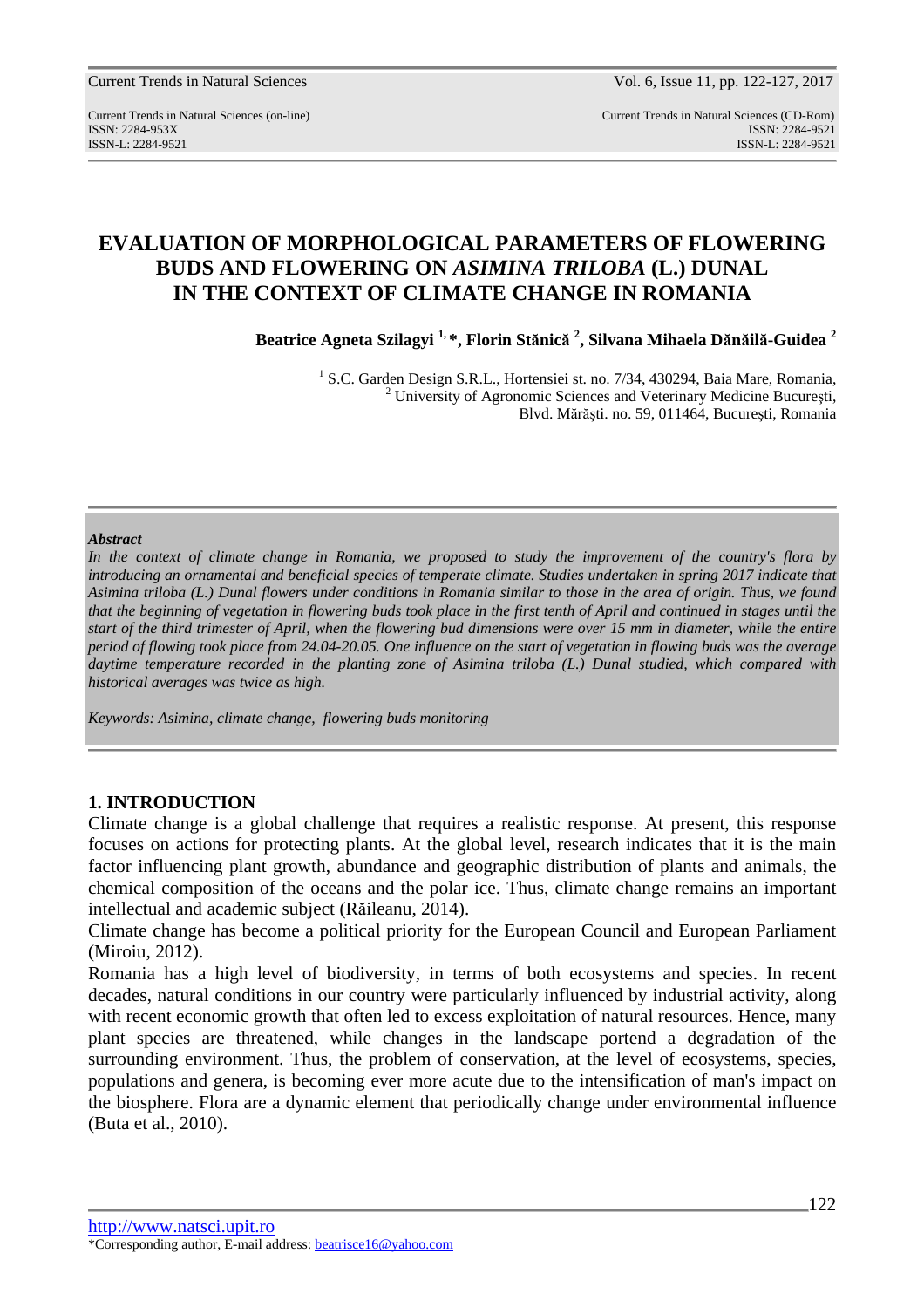# EVALUATION OF MORPHOLOGICAL PARAMETERS OF FLOWERING BUDS AND FLOWERING ON *ASIMINA TRILOBA* (L.) DUNAL IN THE CONTEXT OF CLIMATE CHANGE IN ROMANIA

**Beatrice Agneta Szilagyi [1,]*, Florin Stănică [2], Silvana Mihaela Dănăilă-Guidea [2]**

[1] S.C. Garden Design S.R.L., Hortensiei st. no. 7/34, 430294, Baia Mare, Romania,
[2] University of Agronomic Sciences and Veterinary Medicine București, Blvd. Mărăști. no. 59, 011464, București, Romania

***Abstract***

*In the context of climate change in Romania, we proposed to study the improvement of the country's flora by introducing an ornamental and beneficial species of temperate climate. Studies undertaken in spring 2017 indicate that Asimina triloba (L.) Dunal flowers under conditions in Romania similar to those in the area of origin. Thus, we found that the beginning of vegetation in flowering buds took place in the first tenth of April and continued in stages until the start of the third trimester of April, when the flowering bud dimensions were over 15 mm in diameter, while the entire period of flowing took place from 24.04-20.05. One influence on the start of vegetation in flowing buds was the average daytime temperature recorded in the planting zone of Asimina triloba (L.) Dunal studied, which compared with historical averages was twice as high.*

*Keywords: Asimina, climate change, flowering buds monitoring*

## 1. INTRODUCTION

Climate change is a global challenge that requires a realistic response. At present, this response focuses on actions for protecting plants. At the global level, research indicates that it is the main factor influencing plant growth, abundance and geographic distribution of plants and animals, the chemical composition of the oceans and the polar ice. Thus, climate change remains an important intellectual and academic subject (Răileanu, 2014).

Climate change has become a political priority for the European Council and European Parliament (Miroiu, 2012).

Romania has a high level of biodiversity, in terms of both ecosystems and species. In recent decades, natural conditions in our country were particularly influenced by industrial activity, along with recent economic growth that often led to excess exploitation of natural resources. Hence, many plant species are threatened, while changes in the landscape portend a degradation of the surrounding environment. Thus, the problem of conservation, at the level of ecosystems, species, populations and genera, is becoming ever more acute due to the intensification of man's impact on the biosphere. Flora are a dynamic element that periodically change under environmental influence (Buta et al., 2010).

*Corresponding author, E-mail address: beatrisce16@yahoo.com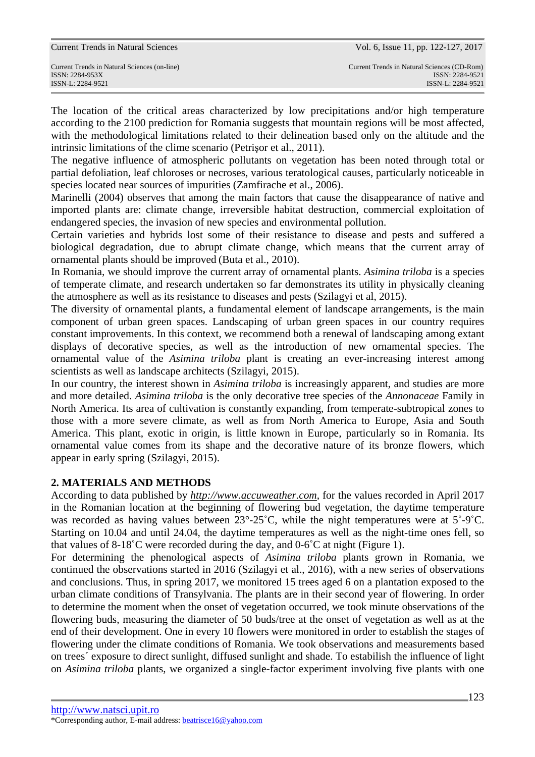The location of the critical areas characterized by low precipitations and/or high temperature according to the 2100 prediction for Romania suggests that mountain regions will be most affected, with the methodological limitations related to their delineation based only on the altitude and the intrinsic limitations of the clime scenario (Petrişor et al., 2011).

The negative influence of atmospheric pollutants on vegetation has been noted through total or partial defoliation, leaf chloroses or necroses, various teratological causes, particularly noticeable in species located near sources of impurities (Zamfirache et al., 2006).

Marinelli (2004) observes that among the main factors that cause the disappearance of native and imported plants are: climate change, irreversible habitat destruction, commercial exploitation of endangered species, the invasion of new species and environmental pollution.

Certain varieties and hybrids lost some of their resistance to disease and pests and suffered a biological degradation, due to abrupt climate change, which means that the current array of ornamental plants should be improved (Buta et al., 2010).

In Romania, we should improve the current array of ornamental plants. *Asimina triloba* is a species of temperate climate, and research undertaken so far demonstrates its utility in physically cleaning the atmosphere as well as its resistance to diseases and pests (Szilagyi et al, 2015).

The diversity of ornamental plants, a fundamental element of landscape arrangements, is the main component of urban green spaces. Landscaping of urban green spaces in our country requires constant improvements. In this context, we recommend both a renewal of landscaping among extant displays of decorative species, as well as the introduction of new ornamental species. The ornamental value of the *Asimina triloba* plant is creating an ever-increasing interest among scientists as well as landscape architects (Szilagyi, 2015).

In our country, the interest shown in *Asimina triloba* is increasingly apparent, and studies are more and more detailed. *Asimina triloba* is the only decorative tree species of the *Annonaceae* Family in North America. Its area of cultivation is constantly expanding, from temperate-subtropical zones to those with a more severe climate, as well as from North America to Europe, Asia and South America. This plant, exotic in origin, is little known in Europe, particularly so in Romania. Its ornamental value comes from its shape and the decorative nature of its bronze flowers, which appear in early spring (Szilagyi, 2015).

## 2. MATERIALS AND METHODS

According to data published by *http://www.accuweather.com*, for the values recorded in April 2017 in the Romanian location at the beginning of flowering bud vegetation, the daytime temperature was recorded as having values between 23°-25˚C, while the night temperatures were at 5˚-9˚C. Starting on 10.04 and until 24.04, the daytime temperatures as well as the night-time ones fell, so that values of 8-18˚C were recorded during the day, and 0-6˚C at night (Figure 1).

For determining the phenological aspects of *Asimina triloba* plants grown in Romania, we continued the observations started in 2016 (Szilagyi et al., 2016), with a new series of observations and conclusions. Thus, in spring 2017, we monitored 15 trees aged 6 on a plantation exposed to the urban climate conditions of Transylvania. The plants are in their second year of flowering. In order to determine the moment when the onset of vegetation occurred, we took minute observations of the flowering buds, measuring the diameter of 50 buds/tree at the onset of vegetation as well as at the end of their development. One in every 10 flowers were monitored in order to establish the stages of flowering under the climate conditions of Romania. We took observations and measurements based on trees´ exposure to direct sunlight, diffused sunlight and shade. To estabilish the influence of light on *Asimina triloba* plants, we organized a single-factor experiment involving five plants with one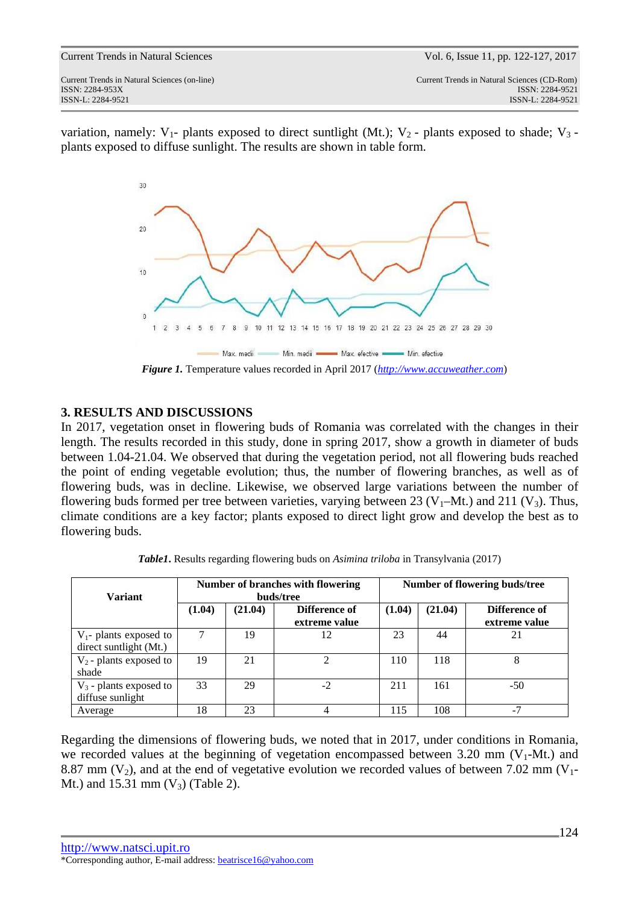variation, namely: $V_1$- plants exposed to direct suntlight (Mt.); $V_2$ - plants exposed to shade; $V_3$ - plants exposed to diffuse sunlight. The results are shown in table form.

***Figure 1.*** Temperature values recorded in April 2017 (*http://www.accuweather.com*)

## 3. RESULTS AND DISCUSSIONS

In 2017, vegetation onset in flowering buds of Romania was correlated with the changes in their length. The results recorded in this study, done in spring 2017, show a growth in diameter of buds between 1.04-21.04. We observed that during the vegetation period, not all flowering buds reached the point of ending vegetable evolution; thus, the number of flowering branches, as well as of flowering buds, was in decline. Likewise, we observed large variations between the number of flowering buds formed per tree between varieties, varying between 23 ($V_1$–Mt.) and 211 ($V_3$). Thus, climate conditions are a key factor; plants exposed to direct light grow and develop the best as to flowering buds.

***Table1.*** Results regarding flowering buds on *Asimina triloba* in Transylvania (2017)

| Variant | Number of branches with flowering buds/tree | | | Number of flowering buds/tree | | |
|---|---|---|---|---|---|---|
| | (1.04) | (21.04) | Difference of extreme value | (1.04) | (21.04) | Difference of extreme value |
| $V_1$- plants exposed to direct suntlight (Mt.) | 7 | 19 | 12 | 23 | 44 | 21 |
| $V_2$ - plants exposed to shade | 19 | 21 | 2 | 110 | 118 | 8 |
| $V_3$ - plants exposed to diffuse sunlight | 33 | 29 | -2 | 211 | 161 | -50 |
| Average | 18 | 23 | 4 | 115 | 108 | -7 |

Regarding the dimensions of flowering buds, we noted that in 2017, under conditions in Romania, we recorded values at the beginning of vegetation encompassed between 3.20 mm ($V_1$-Mt.) and 8.87 mm ($V_2$), and at the end of vegetative evolution we recorded values of between 7.02 mm ($V_1$-Mt.) and 15.31 mm ($V_3$) (Table 2).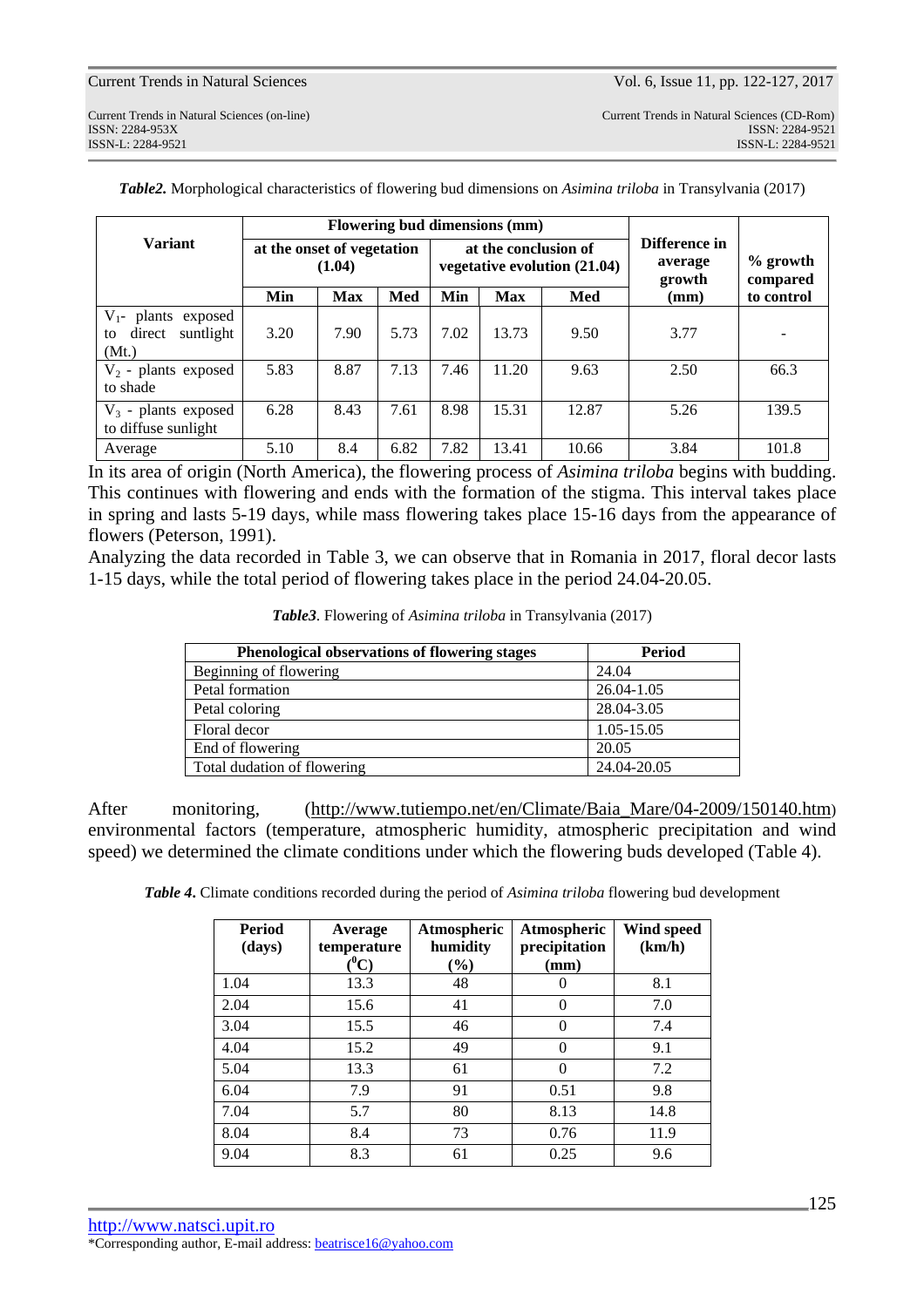***Table2.*** Morphological characteristics of flowering bud dimensions on *Asimina triloba* in Transylvania (2017)

| Variant | Flowering bud dimensions (mm) | | | | | | Difference in average growth (mm) | % growth compared to control |
|---|---|---|---|---|---|---|---|---|
| | at the onset of vegetation (1.04) | | | at the conclusion of vegetative evolution (21.04) | | | | |
| | Min | Max | Med | Min | Max | Med | | |
| $V_1$- plants exposed to direct sunlight (Mt.) | 3.20 | 7.90 | 5.73 | 7.02 | 13.73 | 9.50 | 3.77 | - |
| $V_2$ - plants exposed to shade | 5.83 | 8.87 | 7.13 | 7.46 | 11.20 | 9.63 | 2.50 | 66.3 |
| $V_3$ - plants exposed to diffuse sunlight | 6.28 | 8.43 | 7.61 | 8.98 | 15.31 | 12.87 | 5.26 | 139.5 |
| Average | 5.10 | 8.4 | 6.82 | 7.82 | 13.41 | 10.66 | 3.84 | 101.8 |

In its area of origin (North America), the flowering process of *Asimina triloba* begins with budding. This continues with flowering and ends with the formation of the stigma. This interval takes place in spring and lasts 5-19 days, while mass flowering takes place 15-16 days from the appearance of flowers (Peterson, 1991).

Analyzing the data recorded in Table 3, we can observe that in Romania in 2017, floral decor lasts 1-15 days, while the total period of flowering takes place in the period 24.04-20.05.

***Table3.*** Flowering of *Asimina triloba* in Transylvania (2017)

| Phenological observations of flowering stages | Period |
|---|---|
| Beginning of flowering | 24.04 |
| Petal formation | 26.04-1.05 |
| Petal coloring | 28.04-3.05 |
| Floral decor | 1.05-15.05 |
| End of flowering | 20.05 |
| Total dudation of flowering | 24.04-20.05 |

After monitoring, (http://www.tutiempo.net/en/Climate/Baia_Mare/04-2009/150140.htm) environmental factors (temperature, atmospheric humidity, atmospheric precipitation and wind speed) we determined the climate conditions under which the flowering buds developed (Table 4).

***Table 4.*** Climate conditions recorded during the period of *Asimina triloba* flowering bud development

| Period (days) | Average temperature ($^0$C) | Atmospheric humidity (%) | Atmospheric precipitation (mm) | Wind speed (km/h) |
|---|---|---|---|---|
| 1.04 | 13.3 | 48 | 0 | 8.1 |
| 2.04 | 15.6 | 41 | 0 | 7.0 |
| 3.04 | 15.5 | 46 | 0 | 7.4 |
| 4.04 | 15.2 | 49 | 0 | 9.1 |
| 5.04 | 13.3 | 61 | 0 | 7.2 |
| 6.04 | 7.9 | 91 | 0.51 | 9.8 |
| 7.04 | 5.7 | 80 | 8.13 | 14.8 |
| 8.04 | 8.4 | 73 | 0.76 | 11.9 |
| 9.04 | 8.3 | 61 | 0.25 | 9.6 |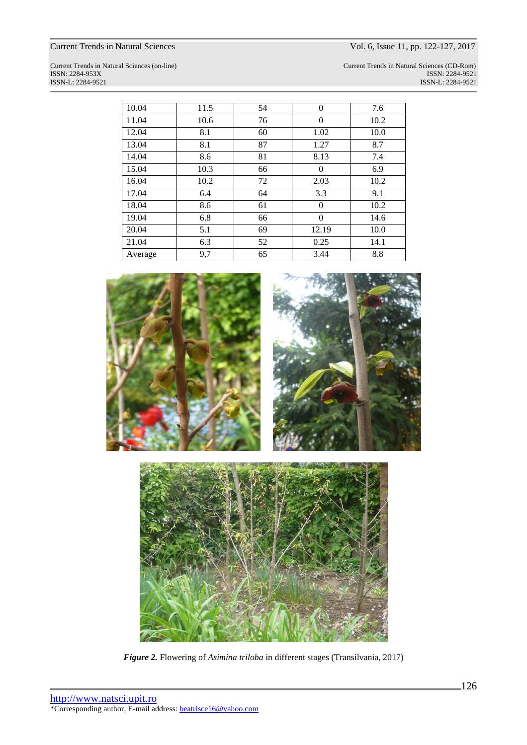| 10.04 | 11.5 | 54 | 0 | 7.6 |
|---|---|---|---|---|
| 11.04 | 10.6 | 76 | 0 | 10.2 |
| 12.04 | 8.1 | 60 | 1.02 | 10.0 |
| 13.04 | 8.1 | 87 | 1.27 | 8.7 |
| 14.04 | 8.6 | 81 | 8.13 | 7.4 |
| 15.04 | 10.3 | 66 | 0 | 6.9 |
| 16.04 | 10.2 | 72 | 2.03 | 10.2 |
| 17.04 | 6.4 | 64 | 3.3 | 9.1 |
| 18.04 | 8.6 | 61 | 0 | 10.2 |
| 19.04 | 6.8 | 66 | 0 | 14.6 |
| 20.04 | 5.1 | 69 | 12.19 | 10.0 |
| 21.04 | 6.3 | 52 | 0.25 | 14.1 |
| Average | 9,7 | 65 | 3.44 | 8.8 |

***Figure 2.*** Flowering of *Asimina triloba* in different stages (Transilvania, 2017)

*Corresponding author, E-mail address: beatrisce16@yahoo.com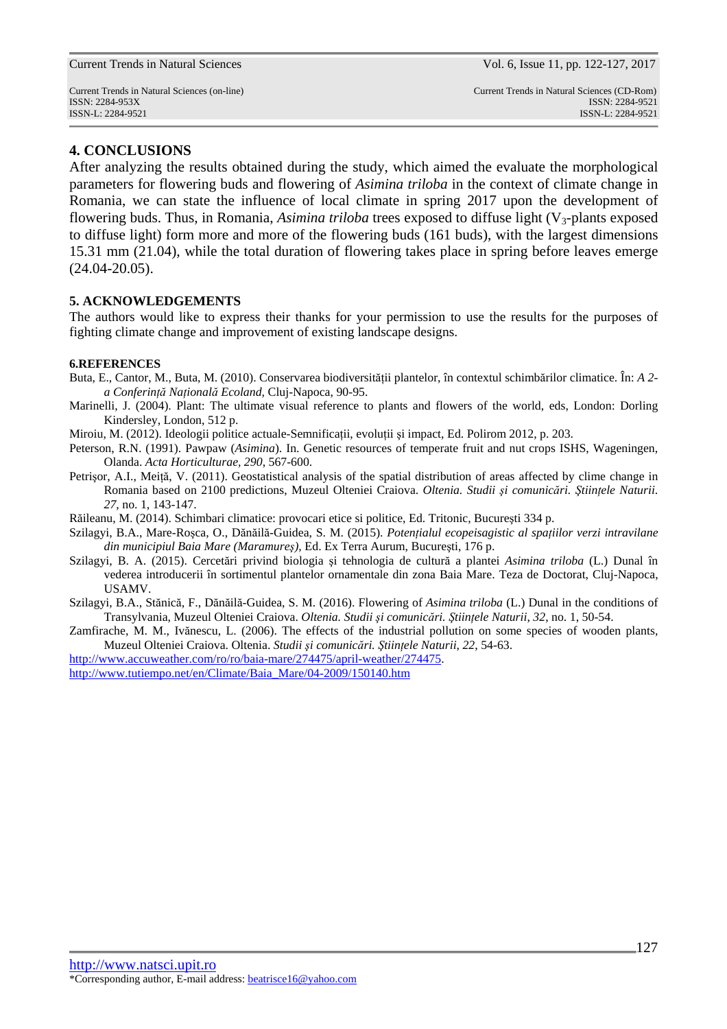## 4. CONCLUSIONS

After analyzing the results obtained during the study, which aimed the evaluate the morphological parameters for flowering buds and flowering of *Asimina triloba* in the context of climate change in Romania, we can state the influence of local climate in spring 2017 upon the development of flowering buds. Thus, in Romania, *Asimina triloba* trees exposed to diffuse light ($V_3$-plants exposed to diffuse light) form more and more of the flowering buds (161 buds), with the largest dimensions 15.31 mm (21.04), while the total duration of flowering takes place in spring before leaves emerge (24.04-20.05).

## 5. ACKNOWLEDGEMENTS

The authors would like to express their thanks for your permission to use the results for the purposes of fighting climate change and improvement of existing landscape designs.

## 6.REFERENCES

Buta, E., Cantor, M., Buta, M. (2010). Conservarea biodiversității plantelor, în contextul schimbărilor climatice. În: *A 2-a Conferință Națională Ecoland,* Cluj-Napoca, 90-95.

Marinelli, J. (2004). Plant: The ultimate visual reference to plants and flowers of the world, eds, London: Dorling Kindersley, London, 512 p.

Miroiu, M. (2012). Ideologii politice actuale-Semnificații, evoluții și impact, Ed. Polirom 2012, p. 203.

Peterson, R.N. (1991). Pawpaw (*Asimina*). In. Genetic resources of temperate fruit and nut crops ISHS, Wageningen, Olanda. *Acta Horticulturae, 290*, 567-600.

Petrişor, A.I., Meiță, V. (2011). Geostatistical analysis of the spatial distribution of areas affected by clime change in Romania based on 2100 predictions, Muzeul Olteniei Craiova. *Oltenia. Studii şi comunicări. Ştiințele Naturii. 27*, no. 1, 143-147.

Răileanu, M. (2014). Schimbari climatice: provocari etice si politice, Ed. Tritonic, Bucureşti 334 p.

Szilagyi, B.A., Mare-Roşca, O., Dănăilă-Guidea, S. M. (2015). *Potențialul ecopeisagistic al spațiilor verzi intravilane din municipiul Baia Mare (Maramureş),* Ed. Ex Terra Aurum, Bucureşti, 176 p.

Szilagyi, B. A. (2015). Cercetări privind biologia şi tehnologia de cultură a plantei *Asimina triloba* (L.) Dunal în vederea introducerii în sortimentul plantelor ornamentale din zona Baia Mare. Teza de Doctorat, Cluj-Napoca, USAMV.

Szilagyi, B.A., Stănică, F., Dănăilă-Guidea, S. M. (2016). Flowering of *Asimina triloba* (L.) Dunal in the conditions of Transylvania, Muzeul Olteniei Craiova. *Oltenia. Studii şi comunicări. Ştiințele Naturii, 32*, no. 1, 50-54.

Zamfirache, M. M., Ivănescu, L. (2006). The effects of the industrial pollution on some species of wooden plants, Muzeul Olteniei Craiova. Oltenia. *Studii şi comunicări. Ştiințele Naturii, 22*, 54-63.

http://www.accuweather.com/ro/ro/baia-mare/274475/april-weather/274475.

http://www.tutiempo.net/en/Climate/Baia_Mare/04-2009/150140.htm